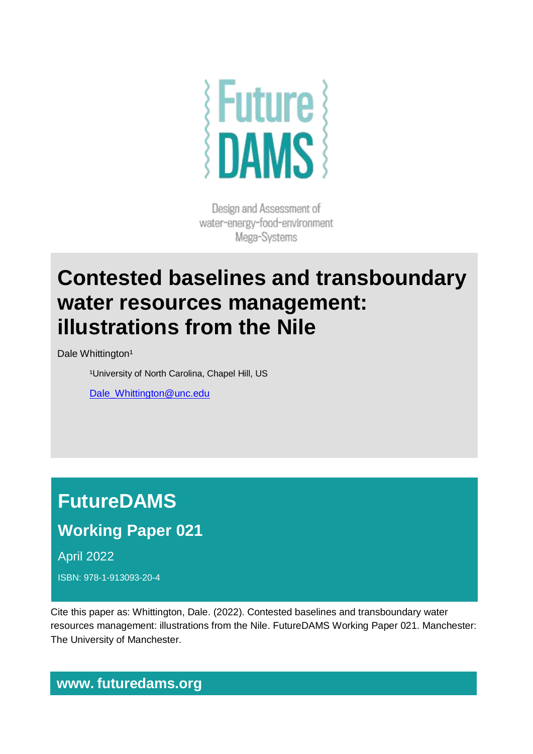Future DAMS

Design and Assessment of water-energy-food-environment Mega-Systems

# Contested baselines and transboundary water resources management: illustrations from the Nile

Dale Whittington[1]

[1]University of North Carolina, Chapel Hill, US

Dale_Whittington@unc.edu

## FutureDAMS

### Working Paper 021

April 2022

ISBN: 978-1-913093-20-4

Cite this paper as: Whittington, Dale. (2022). Contested baselines and transboundary water resources management: illustrations from the Nile. FutureDAMS Working Paper 021. Manchester: The University of Manchester.

**www. futuredams.org**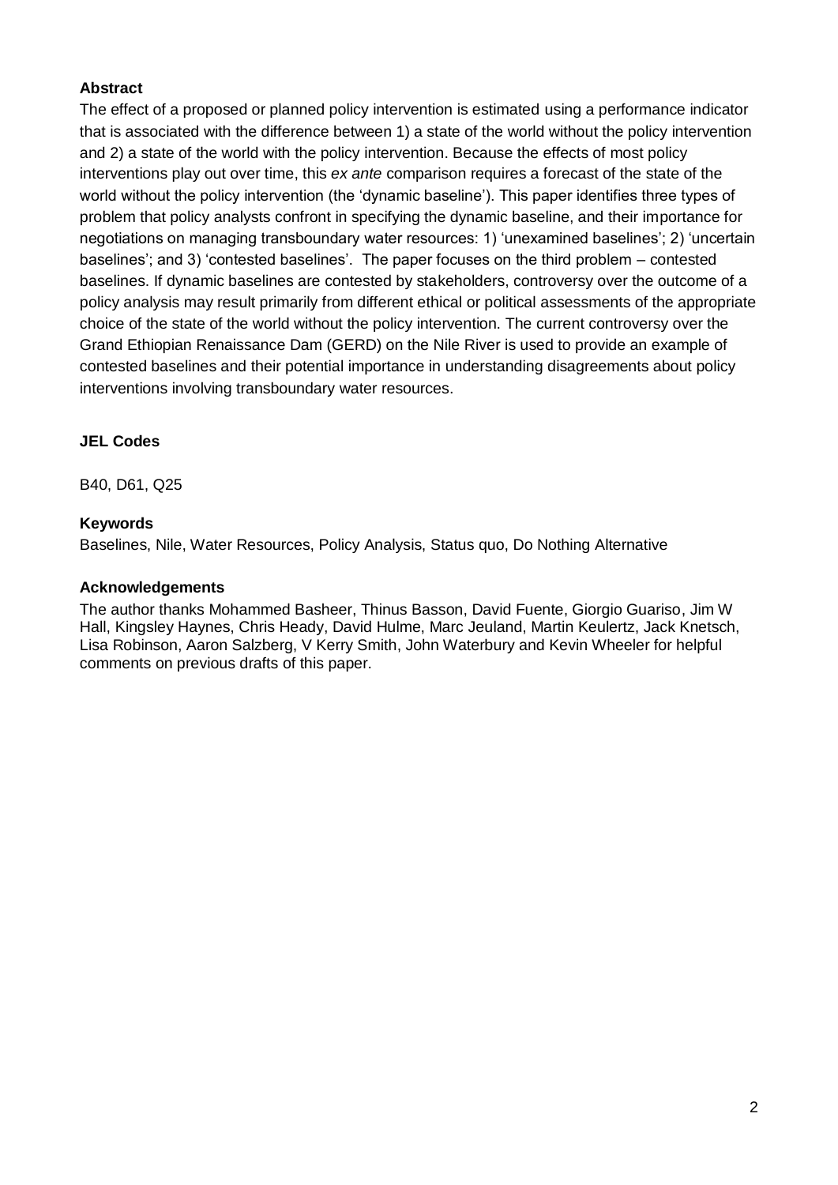**Abstract**

The effect of a proposed or planned policy intervention is estimated using a performance indicator that is associated with the difference between 1) a state of the world without the policy intervention and 2) a state of the world with the policy intervention. Because the effects of most policy interventions play out over time, this *ex ante* comparison requires a forecast of the state of the world without the policy intervention (the 'dynamic baseline'). This paper identifies three types of problem that policy analysts confront in specifying the dynamic baseline, and their importance for negotiations on managing transboundary water resources: 1) 'unexamined baselines'; 2) 'uncertain baselines'; and 3) 'contested baselines'. The paper focuses on the third problem – contested baselines. If dynamic baselines are contested by stakeholders, controversy over the outcome of a policy analysis may result primarily from different ethical or political assessments of the appropriate choice of the state of the world without the policy intervention. The current controversy over the Grand Ethiopian Renaissance Dam (GERD) on the Nile River is used to provide an example of contested baselines and their potential importance in understanding disagreements about policy interventions involving transboundary water resources.

**JEL Codes**

B40, D61, Q25

**Keywords**

Baselines, Nile, Water Resources, Policy Analysis, Status quo, Do Nothing Alternative

**Acknowledgements**

The author thanks Mohammed Basheer, Thinus Basson, David Fuente, Giorgio Guariso, Jim W Hall, Kingsley Haynes, Chris Heady, David Hulme, Marc Jeuland, Martin Keulertz, Jack Knetsch, Lisa Robinson, Aaron Salzberg, V Kerry Smith, John Waterbury and Kevin Wheeler for helpful comments on previous drafts of this paper.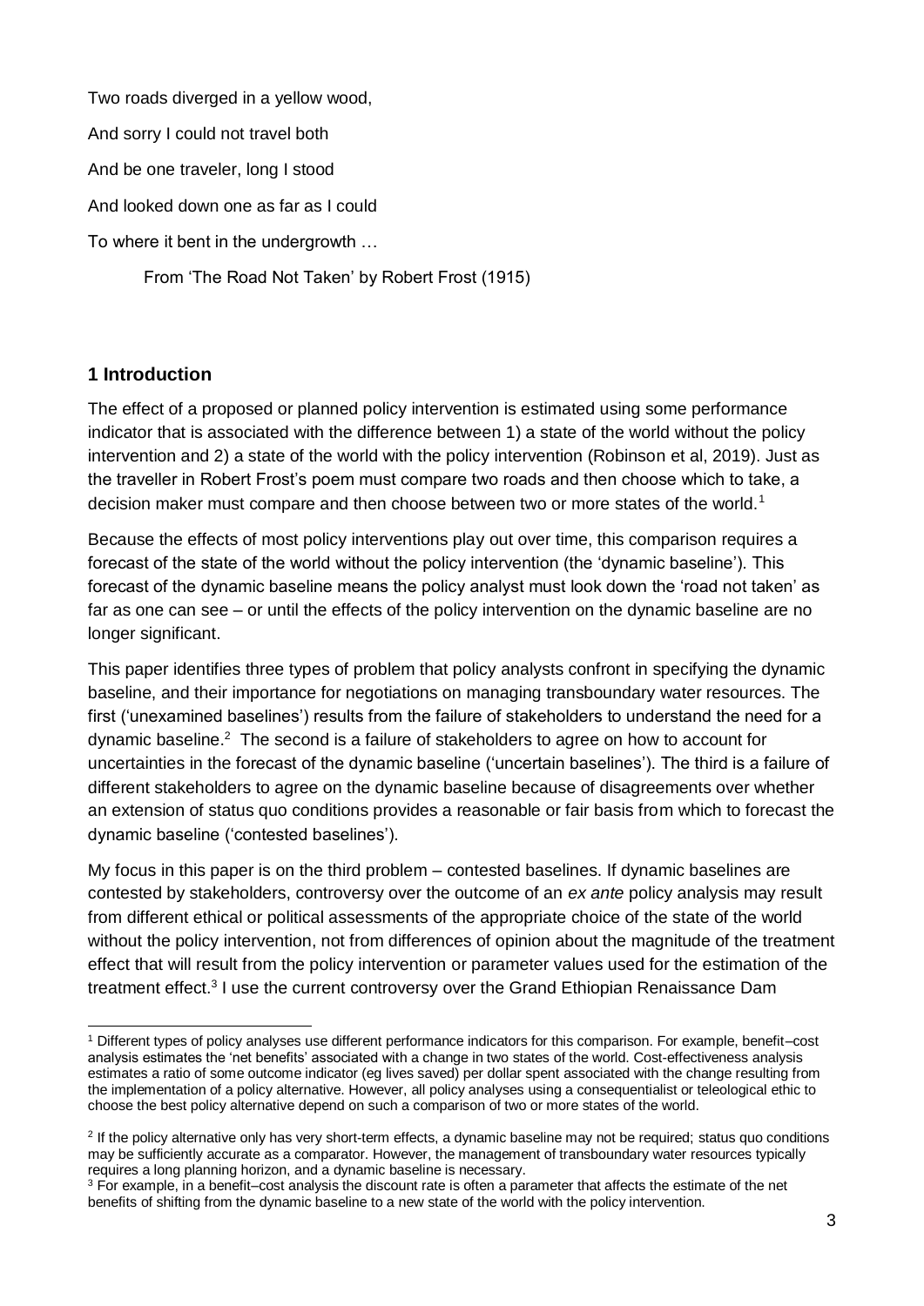Two roads diverged in a yellow wood,

And sorry I could not travel both

And be one traveler, long I stood

And looked down one as far as I could

To where it bent in the undergrowth …

From 'The Road Not Taken' by Robert Frost (1915)

## 1 Introduction

The effect of a proposed or planned policy intervention is estimated using some performance indicator that is associated with the difference between 1) a state of the world without the policy intervention and 2) a state of the world with the policy intervention (Robinson et al, 2019). Just as the traveller in Robert Frost's poem must compare two roads and then choose which to take, a decision maker must compare and then choose between two or more states of the world.[1]

Because the effects of most policy interventions play out over time, this comparison requires a forecast of the state of the world without the policy intervention (the 'dynamic baseline'). This forecast of the dynamic baseline means the policy analyst must look down the 'road not taken' as far as one can see – or until the effects of the policy intervention on the dynamic baseline are no longer significant.

This paper identifies three types of problem that policy analysts confront in specifying the dynamic baseline, and their importance for negotiations on managing transboundary water resources. The first ('unexamined baselines') results from the failure of stakeholders to understand the need for a dynamic baseline.[2] The second is a failure of stakeholders to agree on how to account for uncertainties in the forecast of the dynamic baseline ('uncertain baselines'). The third is a failure of different stakeholders to agree on the dynamic baseline because of disagreements over whether an extension of status quo conditions provides a reasonable or fair basis from which to forecast the dynamic baseline ('contested baselines').

My focus in this paper is on the third problem – contested baselines. If dynamic baselines are contested by stakeholders, controversy over the outcome of an *ex ante* policy analysis may result from different ethical or political assessments of the appropriate choice of the state of the world without the policy intervention, not from differences of opinion about the magnitude of the treatment effect that will result from the policy intervention or parameter values used for the estimation of the treatment effect.[3] I use the current controversy over the Grand Ethiopian Renaissance Dam

---

[1] Different types of policy analyses use different performance indicators for this comparison. For example, benefit–cost analysis estimates the 'net benefits' associated with a change in two states of the world. Cost-effectiveness analysis estimates a ratio of some outcome indicator (eg lives saved) per dollar spent associated with the change resulting from the implementation of a policy alternative. However, all policy analyses using a consequentialist or teleological ethic to choose the best policy alternative depend on such a comparison of two or more states of the world.

[2] If the policy alternative only has very short-term effects, a dynamic baseline may not be required; status quo conditions may be sufficiently accurate as a comparator. However, the management of transboundary water resources typically requires a long planning horizon, and a dynamic baseline is necessary.

[3] For example, in a benefit–cost analysis the discount rate is often a parameter that affects the estimate of the net benefits of shifting from the dynamic baseline to a new state of the world with the policy intervention.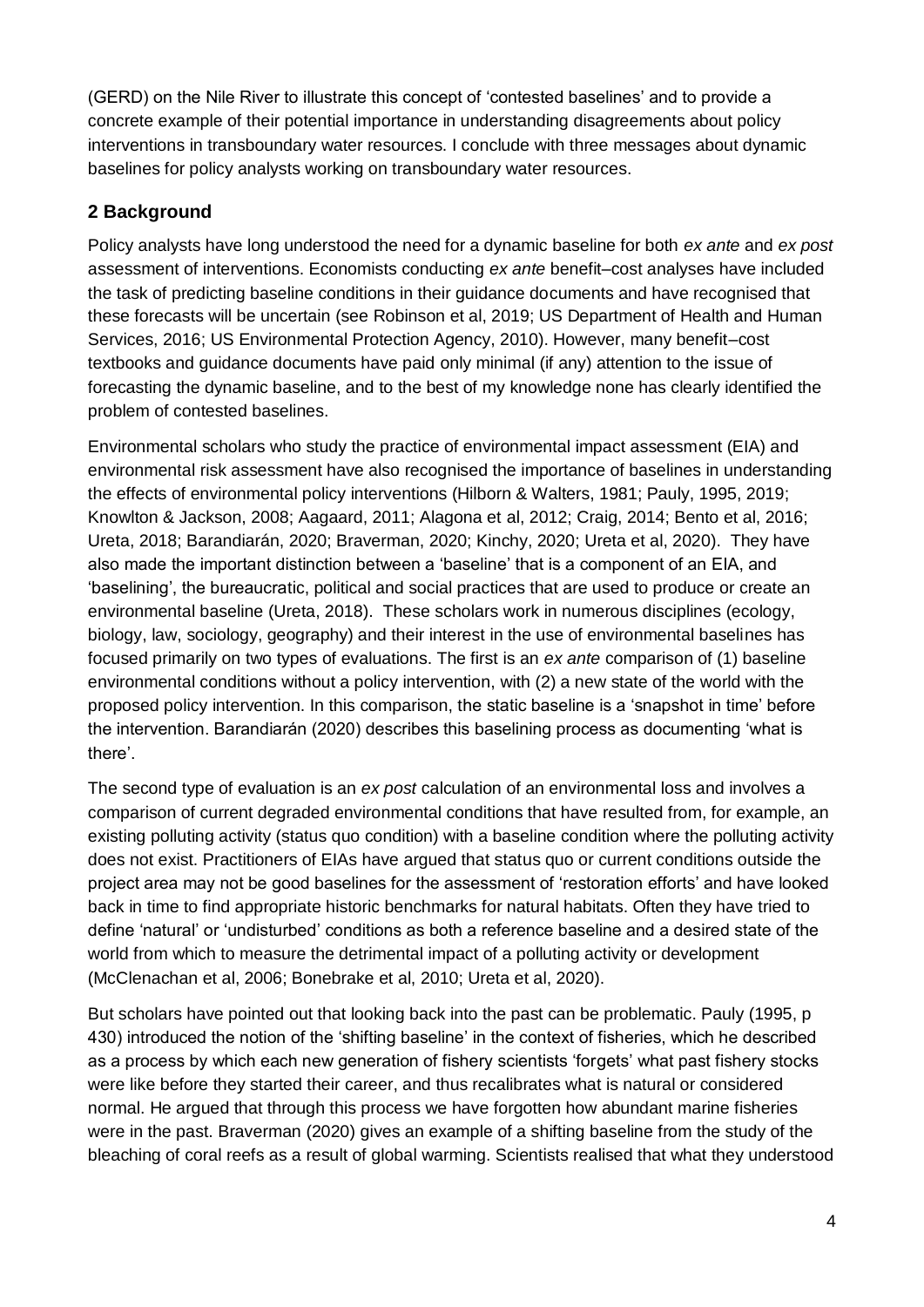(GERD) on the Nile River to illustrate this concept of 'contested baselines' and to provide a concrete example of their potential importance in understanding disagreements about policy interventions in transboundary water resources. I conclude with three messages about dynamic baselines for policy analysts working on transboundary water resources.

## 2 Background

Policy analysts have long understood the need for a dynamic baseline for both *ex ante* and *ex post* assessment of interventions. Economists conducting *ex ante* benefit–cost analyses have included the task of predicting baseline conditions in their guidance documents and have recognised that these forecasts will be uncertain (see Robinson et al, 2019; US Department of Health and Human Services, 2016; US Environmental Protection Agency, 2010). However, many benefit–cost textbooks and guidance documents have paid only minimal (if any) attention to the issue of forecasting the dynamic baseline, and to the best of my knowledge none has clearly identified the problem of contested baselines.

Environmental scholars who study the practice of environmental impact assessment (EIA) and environmental risk assessment have also recognised the importance of baselines in understanding the effects of environmental policy interventions (Hilborn & Walters, 1981; Pauly, 1995, 2019; Knowlton & Jackson, 2008; Aagaard, 2011; Alagona et al, 2012; Craig, 2014; Bento et al, 2016; Ureta, 2018; Barandiarán, 2020; Braverman, 2020; Kinchy, 2020; Ureta et al, 2020). They have also made the important distinction between a 'baseline' that is a component of an EIA, and 'baselining', the bureaucratic, political and social practices that are used to produce or create an environmental baseline (Ureta, 2018). These scholars work in numerous disciplines (ecology, biology, law, sociology, geography) and their interest in the use of environmental baselines has focused primarily on two types of evaluations. The first is an *ex ante* comparison of (1) baseline environmental conditions without a policy intervention, with (2) a new state of the world with the proposed policy intervention. In this comparison, the static baseline is a 'snapshot in time' before the intervention. Barandiarán (2020) describes this baselining process as documenting 'what is there'.

The second type of evaluation is an *ex post* calculation of an environmental loss and involves a comparison of current degraded environmental conditions that have resulted from, for example, an existing polluting activity (status quo condition) with a baseline condition where the polluting activity does not exist. Practitioners of EIAs have argued that status quo or current conditions outside the project area may not be good baselines for the assessment of 'restoration efforts' and have looked back in time to find appropriate historic benchmarks for natural habitats. Often they have tried to define 'natural' or 'undisturbed' conditions as both a reference baseline and a desired state of the world from which to measure the detrimental impact of a polluting activity or development (McClenachan et al, 2006; Bonebrake et al, 2010; Ureta et al, 2020).

But scholars have pointed out that looking back into the past can be problematic. Pauly (1995, p 430) introduced the notion of the 'shifting baseline' in the context of fisheries, which he described as a process by which each new generation of fishery scientists 'forgets' what past fishery stocks were like before they started their career, and thus recalibrates what is natural or considered normal. He argued that through this process we have forgotten how abundant marine fisheries were in the past. Braverman (2020) gives an example of a shifting baseline from the study of the bleaching of coral reefs as a result of global warming. Scientists realised that what they understood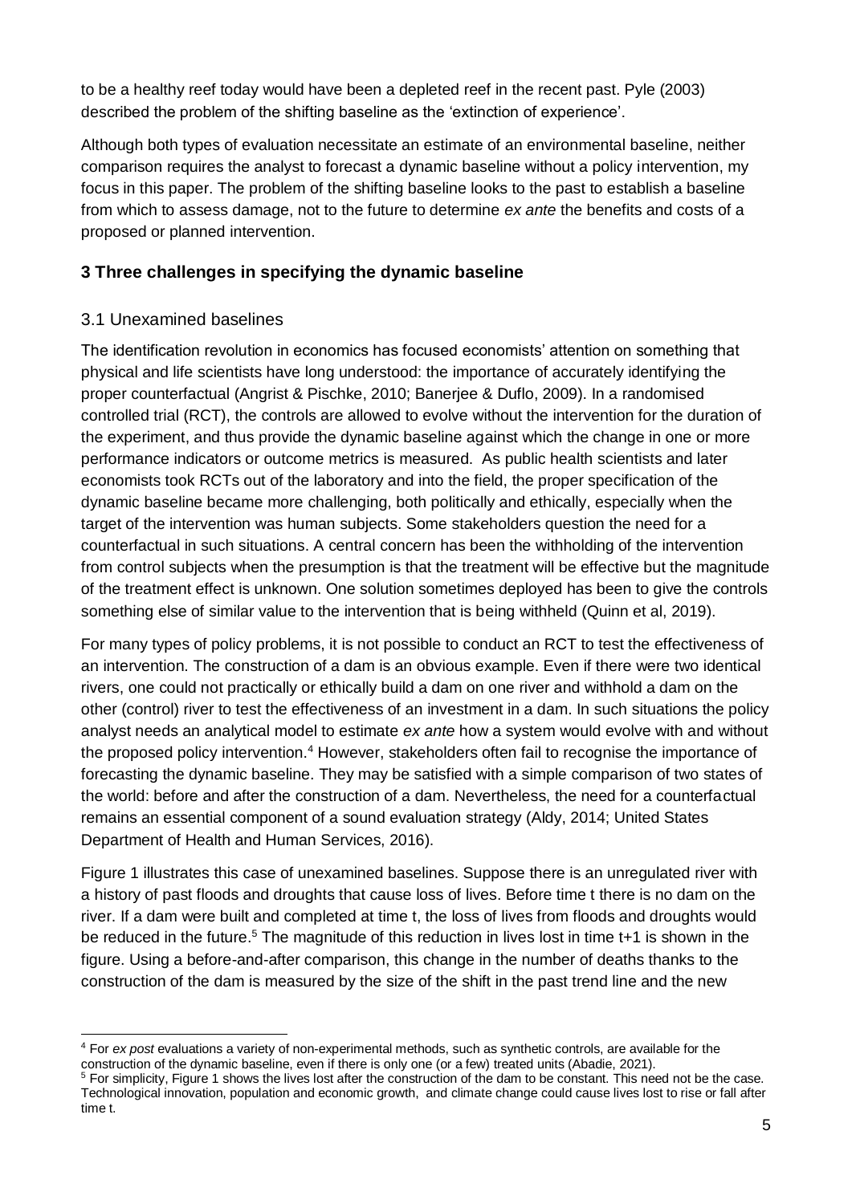to be a healthy reef today would have been a depleted reef in the recent past. Pyle (2003) described the problem of the shifting baseline as the 'extinction of experience'.

Although both types of evaluation necessitate an estimate of an environmental baseline, neither comparison requires the analyst to forecast a dynamic baseline without a policy intervention, my focus in this paper. The problem of the shifting baseline looks to the past to establish a baseline from which to assess damage, not to the future to determine *ex ante* the benefits and costs of a proposed or planned intervention.

## 3 Three challenges in specifying the dynamic baseline

### 3.1 Unexamined baselines

The identification revolution in economics has focused economists' attention on something that physical and life scientists have long understood: the importance of accurately identifying the proper counterfactual (Angrist & Pischke, 2010; Banerjee & Duflo, 2009). In a randomised controlled trial (RCT), the controls are allowed to evolve without the intervention for the duration of the experiment, and thus provide the dynamic baseline against which the change in one or more performance indicators or outcome metrics is measured. As public health scientists and later economists took RCTs out of the laboratory and into the field, the proper specification of the dynamic baseline became more challenging, both politically and ethically, especially when the target of the intervention was human subjects. Some stakeholders question the need for a counterfactual in such situations. A central concern has been the withholding of the intervention from control subjects when the presumption is that the treatment will be effective but the magnitude of the treatment effect is unknown. One solution sometimes deployed has been to give the controls something else of similar value to the intervention that is being withheld (Quinn et al, 2019).

For many types of policy problems, it is not possible to conduct an RCT to test the effectiveness of an intervention. The construction of a dam is an obvious example. Even if there were two identical rivers, one could not practically or ethically build a dam on one river and withhold a dam on the other (control) river to test the effectiveness of an investment in a dam. In such situations the policy analyst needs an analytical model to estimate *ex ante* how a system would evolve with and without the proposed policy intervention.[4] However, stakeholders often fail to recognise the importance of forecasting the dynamic baseline. They may be satisfied with a simple comparison of two states of the world: before and after the construction of a dam. Nevertheless, the need for a counterfactual remains an essential component of a sound evaluation strategy (Aldy, 2014; United States Department of Health and Human Services, 2016).

Figure 1 illustrates this case of unexamined baselines. Suppose there is an unregulated river with a history of past floods and droughts that cause loss of lives. Before time t there is no dam on the river. If a dam were built and completed at time t, the loss of lives from floods and droughts would be reduced in the future.[5] The magnitude of this reduction in lives lost in time t+1 is shown in the figure. Using a before-and-after comparison, this change in the number of deaths thanks to the construction of the dam is measured by the size of the shift in the past trend line and the new

[4] For *ex post* evaluations a variety of non-experimental methods, such as synthetic controls, are available for the construction of the dynamic baseline, even if there is only one (or a few) treated units (Abadie, 2021).

[5] For simplicity, Figure 1 shows the lives lost after the construction of the dam to be constant. This need not be the case. Technological innovation, population and economic growth, and climate change could cause lives lost to rise or fall after time t.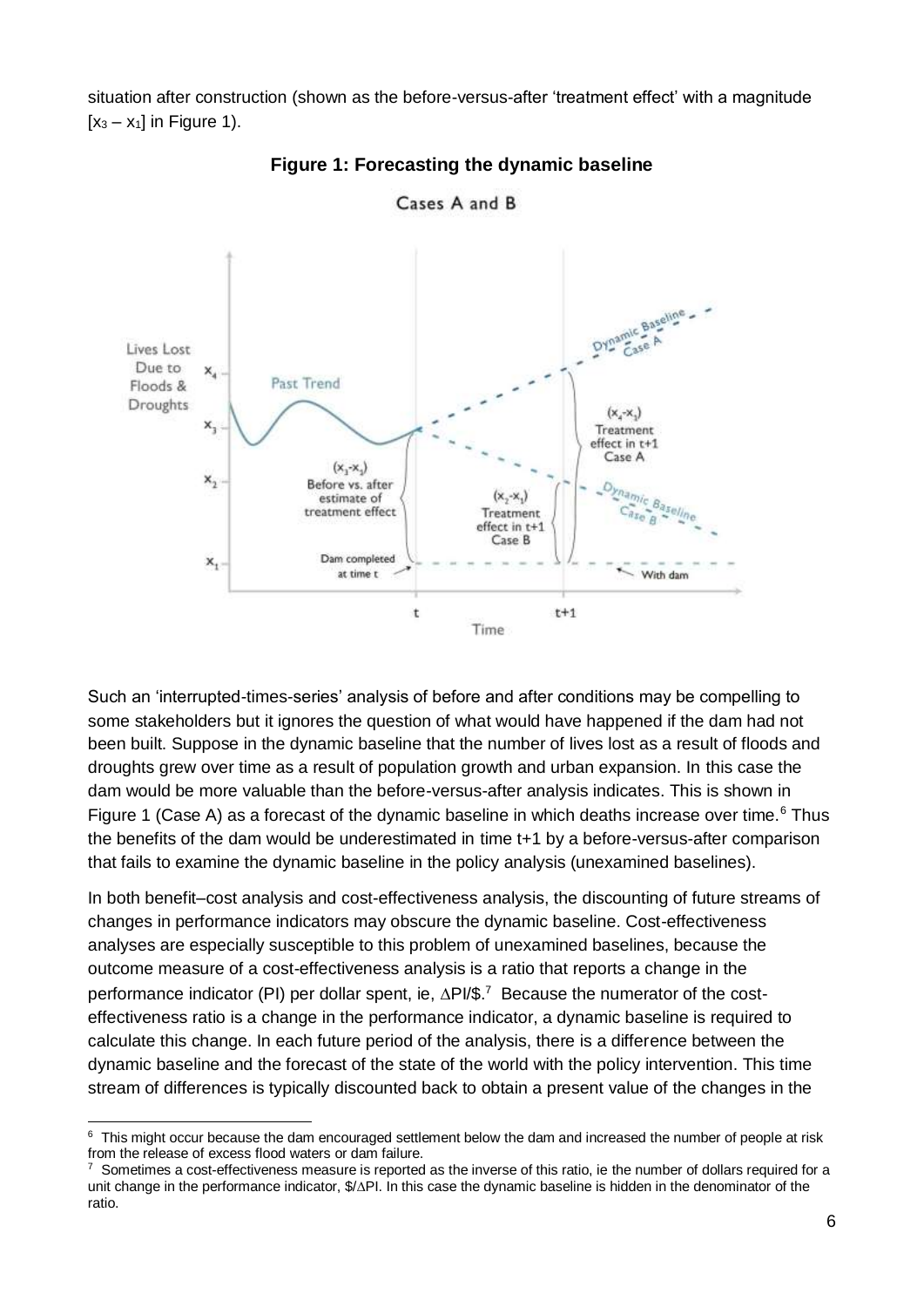situation after construction (shown as the before-versus-after 'treatment effect' with a magnitude $[x_3 - x_1]$ in Figure 1).

**Figure 1: Forecasting the dynamic baseline**

Such an 'interrupted-times-series' analysis of before and after conditions may be compelling to some stakeholders but it ignores the question of what would have happened if the dam had not been built. Suppose in the dynamic baseline that the number of lives lost as a result of floods and droughts grew over time as a result of population growth and urban expansion. In this case the dam would be more valuable than the before-versus-after analysis indicates. This is shown in Figure 1 (Case A) as a forecast of the dynamic baseline in which deaths increase over time.[6] Thus the benefits of the dam would be underestimated in time t+1 by a before-versus-after comparison that fails to examine the dynamic baseline in the policy analysis (unexamined baselines).

In both benefit–cost analysis and cost-effectiveness analysis, the discounting of future streams of changes in performance indicators may obscure the dynamic baseline. Cost-effectiveness analyses are especially susceptible to this problem of unexamined baselines, because the outcome measure of a cost-effectiveness analysis is a ratio that reports a change in the performance indicator (PI) per dollar spent, ie, $\Delta PI/\$$.[7] Because the numerator of the cost-effectiveness ratio is a change in the performance indicator, a dynamic baseline is required to calculate this change. In each future period of the analysis, there is a difference between the dynamic baseline and the forecast of the state of the world with the policy intervention. This time stream of differences is typically discounted back to obtain a present value of the changes in the

[6] This might occur because the dam encouraged settlement below the dam and increased the number of people at risk from the release of excess flood waters or dam failure.

[7] Sometimes a cost-effectiveness measure is reported as the inverse of this ratio, ie the number of dollars required for a unit change in the performance indicator, $\$/\Delta PI$. In this case the dynamic baseline is hidden in the denominator of the ratio.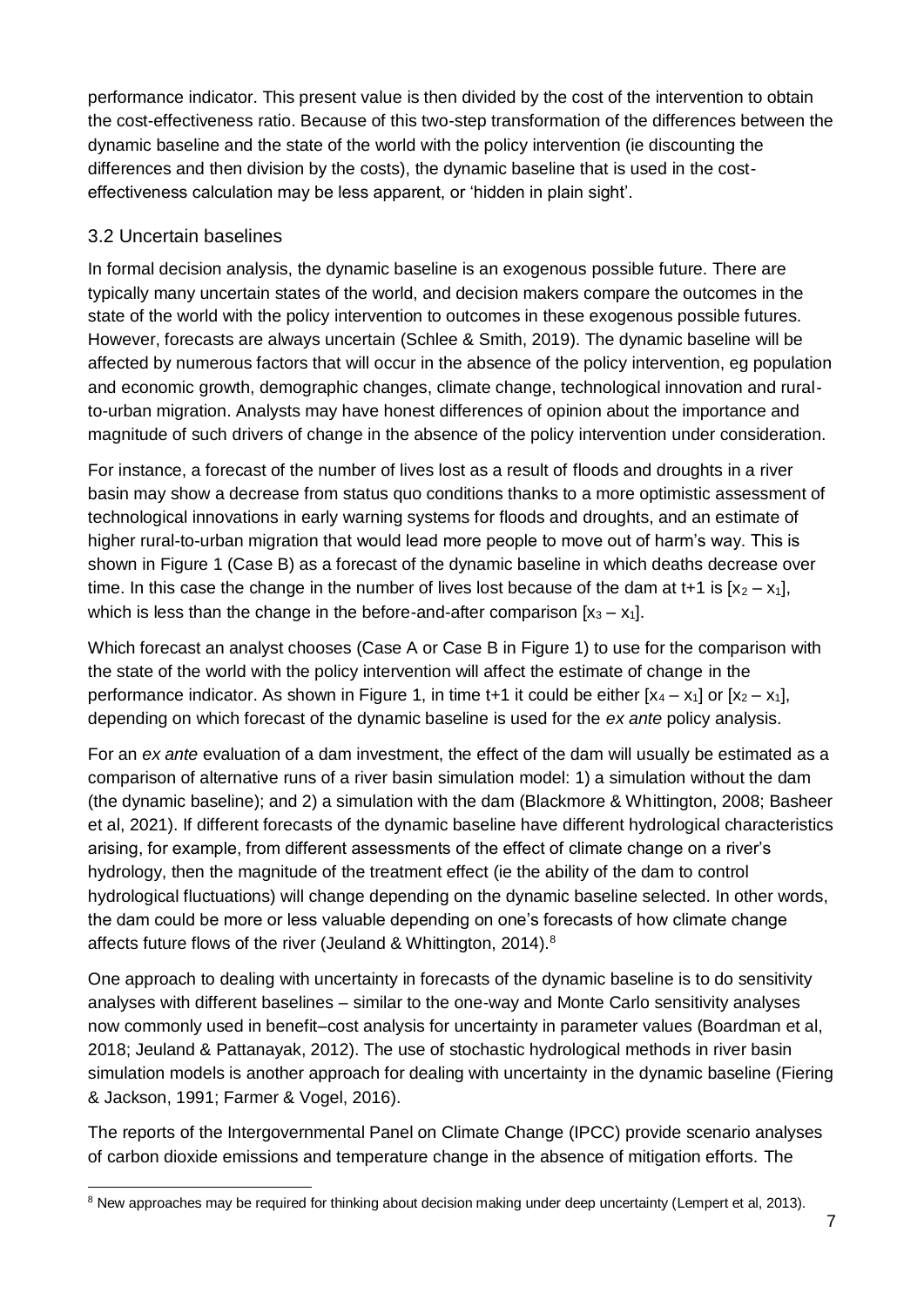performance indicator. This present value is then divided by the cost of the intervention to obtain the cost-effectiveness ratio. Because of this two-step transformation of the differences between the dynamic baseline and the state of the world with the policy intervention (ie discounting the differences and then division by the costs), the dynamic baseline that is used in the cost-effectiveness calculation may be less apparent, or 'hidden in plain sight'.

## 3.2 Uncertain baselines

In formal decision analysis, the dynamic baseline is an exogenous possible future. There are typically many uncertain states of the world, and decision makers compare the outcomes in the state of the world with the policy intervention to outcomes in these exogenous possible futures. However, forecasts are always uncertain (Schlee & Smith, 2019). The dynamic baseline will be affected by numerous factors that will occur in the absence of the policy intervention, eg population and economic growth, demographic changes, climate change, technological innovation and rural-to-urban migration. Analysts may have honest differences of opinion about the importance and magnitude of such drivers of change in the absence of the policy intervention under consideration.

For instance, a forecast of the number of lives lost as a result of floods and droughts in a river basin may show a decrease from status quo conditions thanks to a more optimistic assessment of technological innovations in early warning systems for floods and droughts, and an estimate of higher rural-to-urban migration that would lead more people to move out of harm's way. This is shown in Figure 1 (Case B) as a forecast of the dynamic baseline in which deaths decrease over time. In this case the change in the number of lives lost because of the dam at t+1 is $[x_2 - x_1]$, which is less than the change in the before-and-after comparison $[x_3 - x_1]$.

Which forecast an analyst chooses (Case A or Case B in Figure 1) to use for the comparison with the state of the world with the policy intervention will affect the estimate of change in the performance indicator. As shown in Figure 1, in time t+1 it could be either $[x_4 - x_1]$ or $[x_2 - x_1]$, depending on which forecast of the dynamic baseline is used for the *ex ante* policy analysis.

For an *ex ante* evaluation of a dam investment, the effect of the dam will usually be estimated as a comparison of alternative runs of a river basin simulation model: 1) a simulation without the dam (the dynamic baseline); and 2) a simulation with the dam (Blackmore & Whittington, 2008; Basheer et al, 2021). If different forecasts of the dynamic baseline have different hydrological characteristics arising, for example, from different assessments of the effect of climate change on a river's hydrology, then the magnitude of the treatment effect (ie the ability of the dam to control hydrological fluctuations) will change depending on the dynamic baseline selected. In other words, the dam could be more or less valuable depending on one's forecasts of how climate change affects future flows of the river (Jeuland & Whittington, 2014).[8]

One approach to dealing with uncertainty in forecasts of the dynamic baseline is to do sensitivity analyses with different baselines – similar to the one-way and Monte Carlo sensitivity analyses now commonly used in benefit–cost analysis for uncertainty in parameter values (Boardman et al, 2018; Jeuland & Pattanayak, 2012). The use of stochastic hydrological methods in river basin simulation models is another approach for dealing with uncertainty in the dynamic baseline (Fiering & Jackson, 1991; Farmer & Vogel, 2016).

The reports of the Intergovernmental Panel on Climate Change (IPCC) provide scenario analyses of carbon dioxide emissions and temperature change in the absence of mitigation efforts. The

---

[8] New approaches may be required for thinking about decision making under deep uncertainty (Lempert et al, 2013).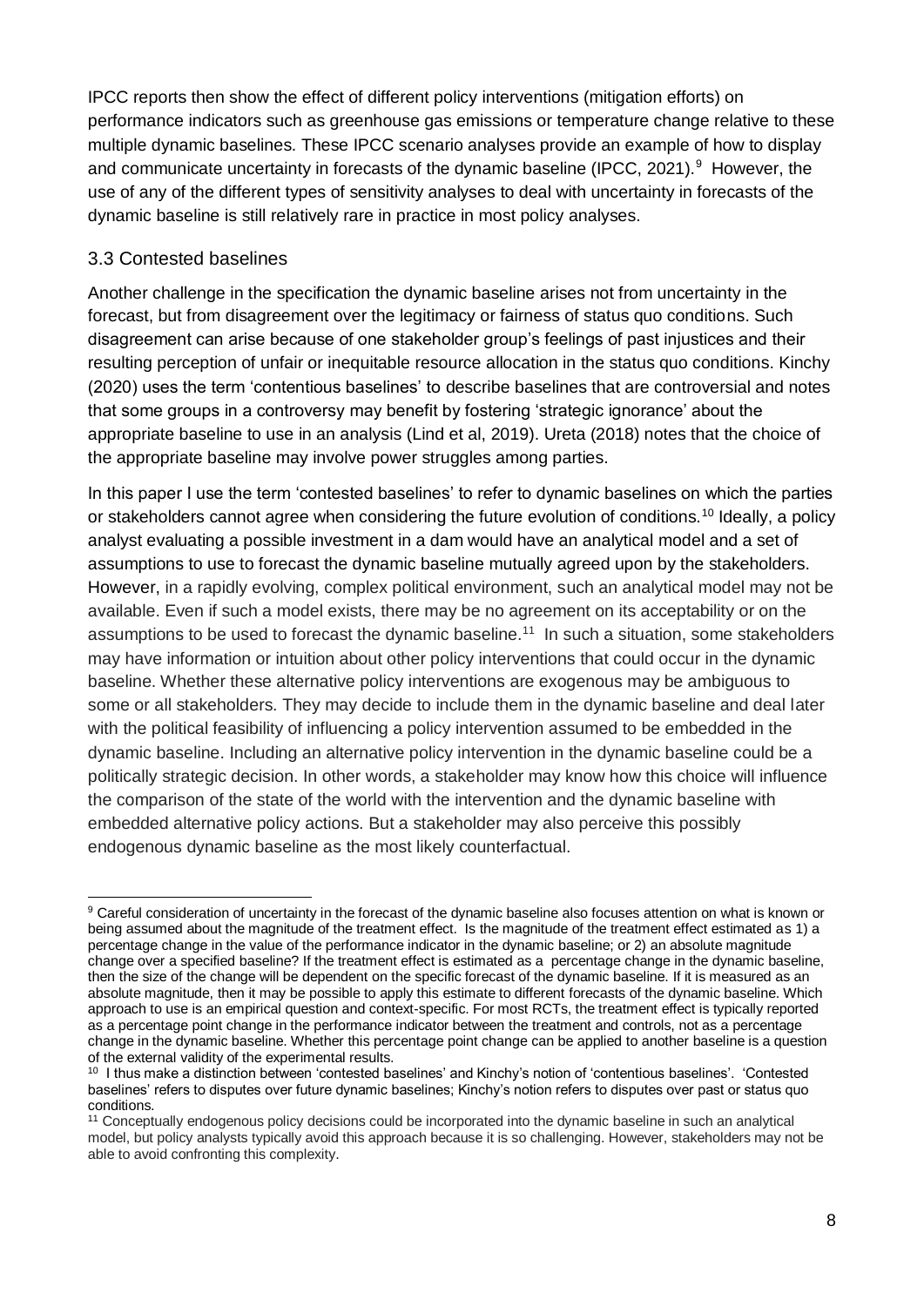IPCC reports then show the effect of different policy interventions (mitigation efforts) on performance indicators such as greenhouse gas emissions or temperature change relative to these multiple dynamic baselines. These IPCC scenario analyses provide an example of how to display and communicate uncertainty in forecasts of the dynamic baseline (IPCC, 2021).[9] However, the use of any of the different types of sensitivity analyses to deal with uncertainty in forecasts of the dynamic baseline is still relatively rare in practice in most policy analyses.

### 3.3 Contested baselines

Another challenge in the specification the dynamic baseline arises not from uncertainty in the forecast, but from disagreement over the legitimacy or fairness of status quo conditions. Such disagreement can arise because of one stakeholder group's feelings of past injustices and their resulting perception of unfair or inequitable resource allocation in the status quo conditions. Kinchy (2020) uses the term 'contentious baselines' to describe baselines that are controversial and notes that some groups in a controversy may benefit by fostering 'strategic ignorance' about the appropriate baseline to use in an analysis (Lind et al, 2019). Ureta (2018) notes that the choice of the appropriate baseline may involve power struggles among parties.

In this paper I use the term 'contested baselines' to refer to dynamic baselines on which the parties or stakeholders cannot agree when considering the future evolution of conditions.[10] Ideally, a policy analyst evaluating a possible investment in a dam would have an analytical model and a set of assumptions to use to forecast the dynamic baseline mutually agreed upon by the stakeholders. However, in a rapidly evolving, complex political environment, such an analytical model may not be available. Even if such a model exists, there may be no agreement on its acceptability or on the assumptions to be used to forecast the dynamic baseline.[11] In such a situation, some stakeholders may have information or intuition about other policy interventions that could occur in the dynamic baseline. Whether these alternative policy interventions are exogenous may be ambiguous to some or all stakeholders. They may decide to include them in the dynamic baseline and deal later with the political feasibility of influencing a policy intervention assumed to be embedded in the dynamic baseline. Including an alternative policy intervention in the dynamic baseline could be a politically strategic decision. In other words, a stakeholder may know how this choice will influence the comparison of the state of the world with the intervention and the dynamic baseline with embedded alternative policy actions. But a stakeholder may also perceive this possibly endogenous dynamic baseline as the most likely counterfactual.

---

[9] Careful consideration of uncertainty in the forecast of the dynamic baseline also focuses attention on what is known or being assumed about the magnitude of the treatment effect. Is the magnitude of the treatment effect estimated as 1) a percentage change in the value of the performance indicator in the dynamic baseline; or 2) an absolute magnitude change over a specified baseline? If the treatment effect is estimated as a percentage change in the dynamic baseline, then the size of the change will be dependent on the specific forecast of the dynamic baseline. If it is measured as an absolute magnitude, then it may be possible to apply this estimate to different forecasts of the dynamic baseline. Which approach to use is an empirical question and context-specific. For most RCTs, the treatment effect is typically reported as a percentage point change in the performance indicator between the treatment and controls, not as a percentage change in the dynamic baseline. Whether this percentage point change can be applied to another baseline is a question of the external validity of the experimental results.

[10] I thus make a distinction between 'contested baselines' and Kinchy's notion of 'contentious baselines'. 'Contested baselines' refers to disputes over future dynamic baselines; Kinchy's notion refers to disputes over past or status quo conditions.

[11] Conceptually endogenous policy decisions could be incorporated into the dynamic baseline in such an analytical model, but policy analysts typically avoid this approach because it is so challenging. However, stakeholders may not be able to avoid confronting this complexity.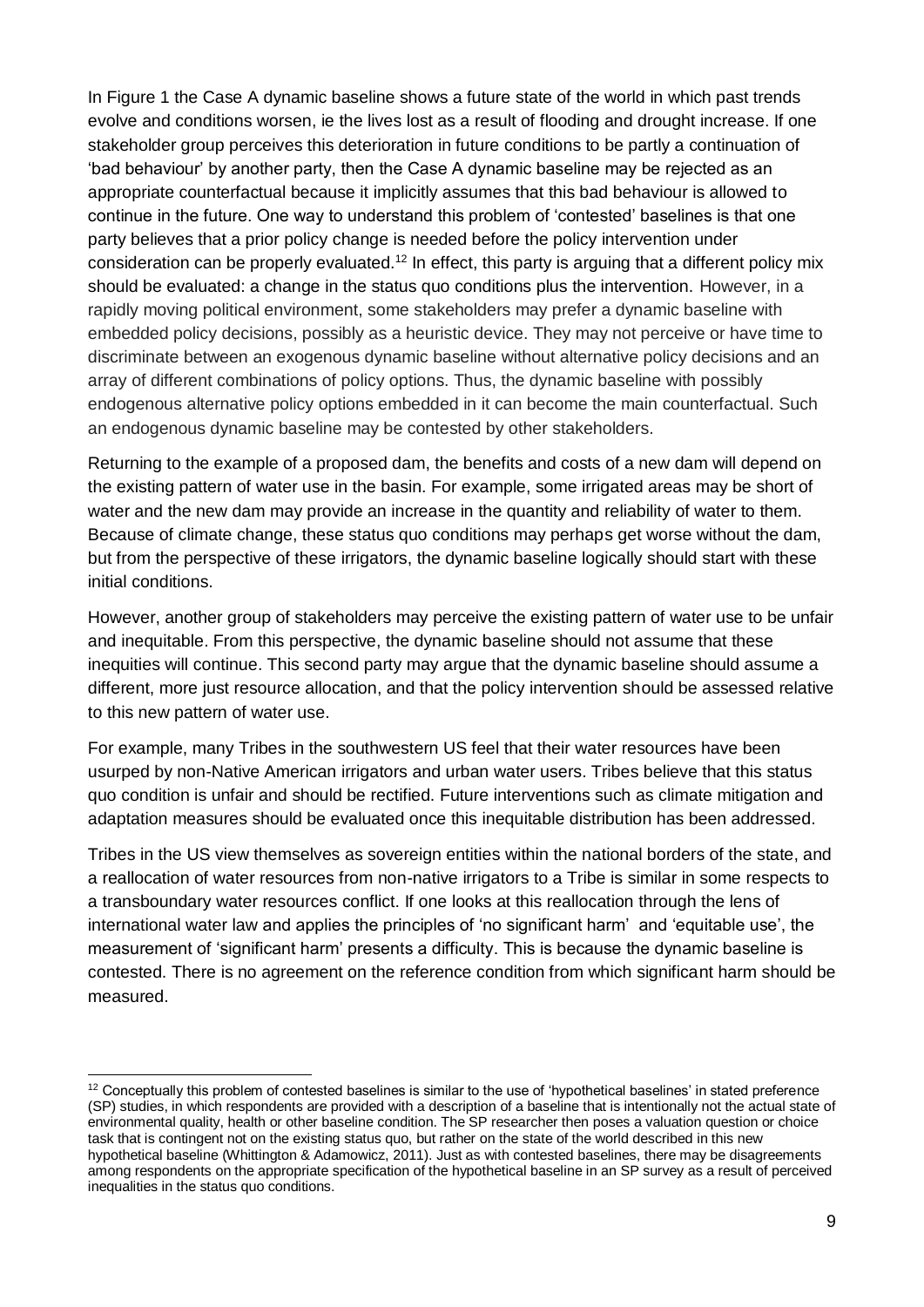In Figure 1 the Case A dynamic baseline shows a future state of the world in which past trends evolve and conditions worsen, ie the lives lost as a result of flooding and drought increase. If one stakeholder group perceives this deterioration in future conditions to be partly a continuation of 'bad behaviour' by another party, then the Case A dynamic baseline may be rejected as an appropriate counterfactual because it implicitly assumes that this bad behaviour is allowed to continue in the future. One way to understand this problem of 'contested' baselines is that one party believes that a prior policy change is needed before the policy intervention under consideration can be properly evaluated.[12] In effect, this party is arguing that a different policy mix should be evaluated: a change in the status quo conditions plus the intervention. However, in a rapidly moving political environment, some stakeholders may prefer a dynamic baseline with embedded policy decisions, possibly as a heuristic device. They may not perceive or have time to discriminate between an exogenous dynamic baseline without alternative policy decisions and an array of different combinations of policy options. Thus, the dynamic baseline with possibly endogenous alternative policy options embedded in it can become the main counterfactual. Such an endogenous dynamic baseline may be contested by other stakeholders.

Returning to the example of a proposed dam, the benefits and costs of a new dam will depend on the existing pattern of water use in the basin. For example, some irrigated areas may be short of water and the new dam may provide an increase in the quantity and reliability of water to them. Because of climate change, these status quo conditions may perhaps get worse without the dam, but from the perspective of these irrigators, the dynamic baseline logically should start with these initial conditions.

However, another group of stakeholders may perceive the existing pattern of water use to be unfair and inequitable. From this perspective, the dynamic baseline should not assume that these inequities will continue. This second party may argue that the dynamic baseline should assume a different, more just resource allocation, and that the policy intervention should be assessed relative to this new pattern of water use.

For example, many Tribes in the southwestern US feel that their water resources have been usurped by non-Native American irrigators and urban water users. Tribes believe that this status quo condition is unfair and should be rectified. Future interventions such as climate mitigation and adaptation measures should be evaluated once this inequitable distribution has been addressed.

Tribes in the US view themselves as sovereign entities within the national borders of the state, and a reallocation of water resources from non-native irrigators to a Tribe is similar in some respects to a transboundary water resources conflict. If one looks at this reallocation through the lens of international water law and applies the principles of 'no significant harm' and 'equitable use', the measurement of 'significant harm' presents a difficulty. This is because the dynamic baseline is contested. There is no agreement on the reference condition from which significant harm should be measured.

[12] Conceptually this problem of contested baselines is similar to the use of 'hypothetical baselines' in stated preference (SP) studies, in which respondents are provided with a description of a baseline that is intentionally not the actual state of environmental quality, health or other baseline condition. The SP researcher then poses a valuation question or choice task that is contingent not on the existing status quo, but rather on the state of the world described in this new hypothetical baseline (Whittington & Adamowicz, 2011). Just as with contested baselines, there may be disagreements among respondents on the appropriate specification of the hypothetical baseline in an SP survey as a result of perceived inequalities in the status quo conditions.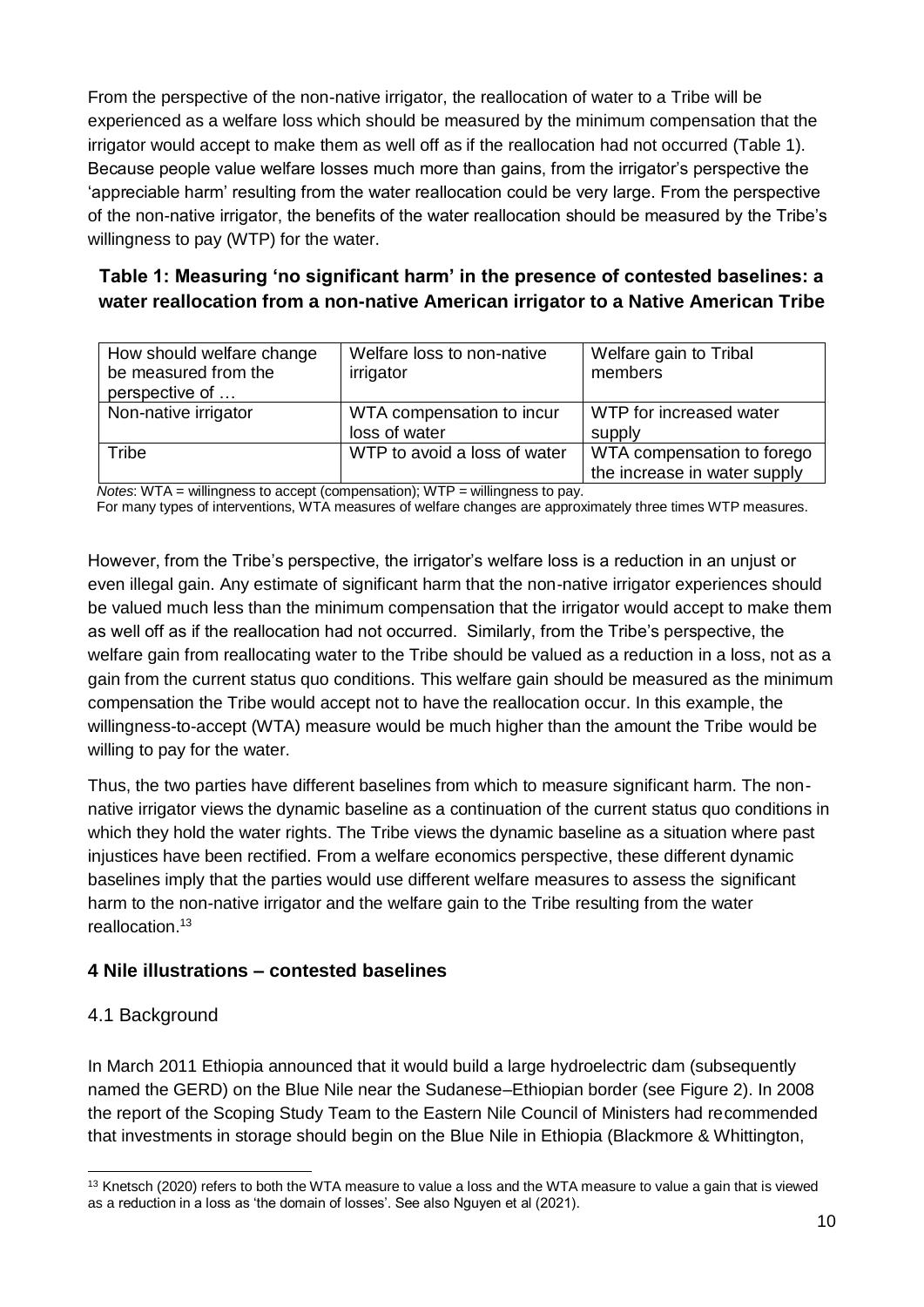From the perspective of the non-native irrigator, the reallocation of water to a Tribe will be experienced as a welfare loss which should be measured by the minimum compensation that the irrigator would accept to make them as well off as if the reallocation had not occurred (Table 1). Because people value welfare losses much more than gains, from the irrigator's perspective the 'appreciable harm' resulting from the water reallocation could be very large. From the perspective of the non-native irrigator, the benefits of the water reallocation should be measured by the Tribe's willingness to pay (WTP) for the water.

**Table 1: Measuring 'no significant harm' in the presence of contested baselines: a water reallocation from a non-native American irrigator to a Native American Tribe**

| How should welfare change be measured from the perspective of … | Welfare loss to non-native irrigator | Welfare gain to Tribal members |
| --- | --- | --- |
| Non-native irrigator | WTA compensation to incur loss of water | WTP for increased water supply |
| Tribe | WTP to avoid a loss of water | WTA compensation to forego the increase in water supply |

*Notes*: WTA = willingness to accept (compensation); WTP = willingness to pay.
For many types of interventions, WTA measures of welfare changes are approximately three times WTP measures.

However, from the Tribe's perspective, the irrigator's welfare loss is a reduction in an unjust or even illegal gain. Any estimate of significant harm that the non-native irrigator experiences should be valued much less than the minimum compensation that the irrigator would accept to make them as well off as if the reallocation had not occurred. Similarly, from the Tribe's perspective, the welfare gain from reallocating water to the Tribe should be valued as a reduction in a loss, not as a gain from the current status quo conditions. This welfare gain should be measured as the minimum compensation the Tribe would accept not to have the reallocation occur. In this example, the willingness-to-accept (WTA) measure would be much higher than the amount the Tribe would be willing to pay for the water.

Thus, the two parties have different baselines from which to measure significant harm. The non-native irrigator views the dynamic baseline as a continuation of the current status quo conditions in which they hold the water rights. The Tribe views the dynamic baseline as a situation where past injustices have been rectified. From a welfare economics perspective, these different dynamic baselines imply that the parties would use different welfare measures to assess the significant harm to the non-native irrigator and the welfare gain to the Tribe resulting from the water reallocation.[13]

## 4 Nile illustrations – contested baselines

### 4.1 Background

In March 2011 Ethiopia announced that it would build a large hydroelectric dam (subsequently named the GERD) on the Blue Nile near the Sudanese–Ethiopian border (see Figure 2). In 2008 the report of the Scoping Study Team to the Eastern Nile Council of Ministers had recommended that investments in storage should begin on the Blue Nile in Ethiopia (Blackmore & Whittington,

[13] Knetsch (2020) refers to both the WTA measure to value a loss and the WTA measure to value a gain that is viewed as a reduction in a loss as 'the domain of losses'. See also Nguyen et al (2021).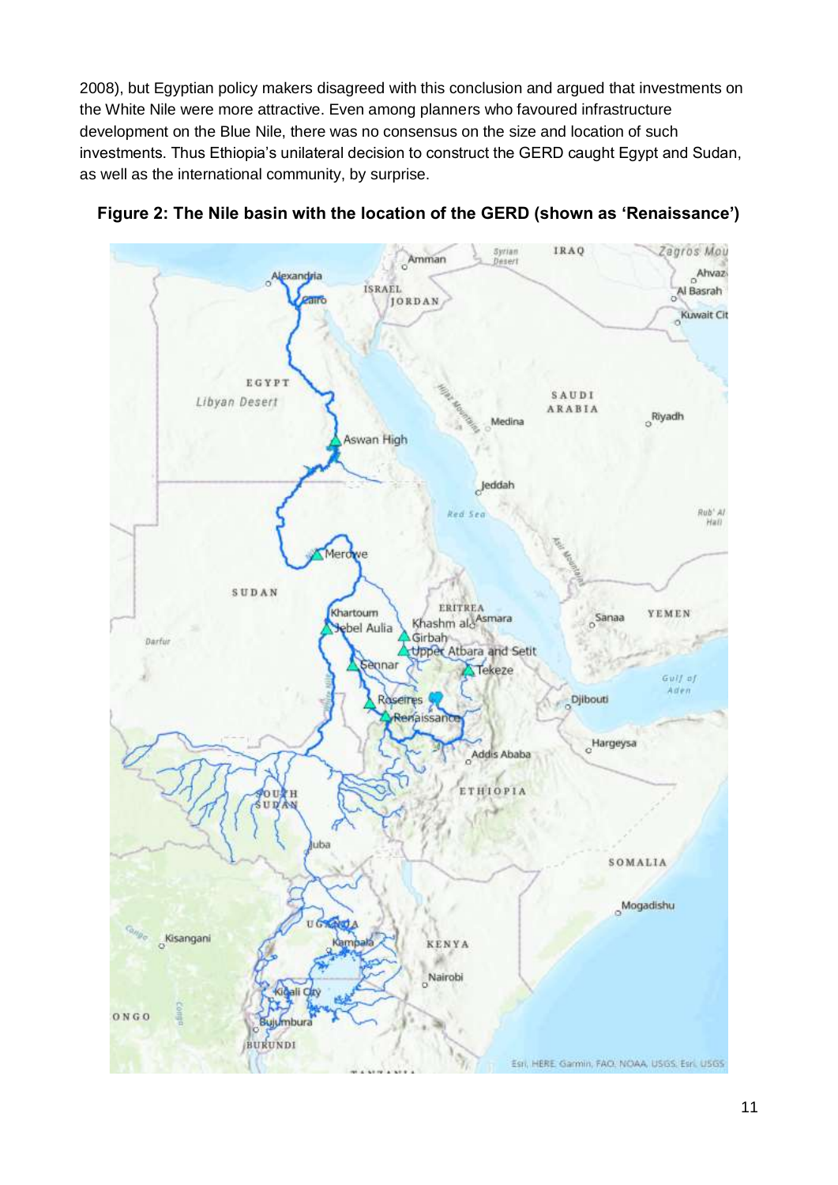2008), but Egyptian policy makers disagreed with this conclusion and argued that investments on the White Nile were more attractive. Even among planners who favoured infrastructure development on the Blue Nile, there was no consensus on the size and location of such investments. Thus Ethiopia's unilateral decision to construct the GERD caught Egypt and Sudan, as well as the international community, by surprise.

**Figure 2: The Nile basin with the location of the GERD (shown as 'Renaissance')**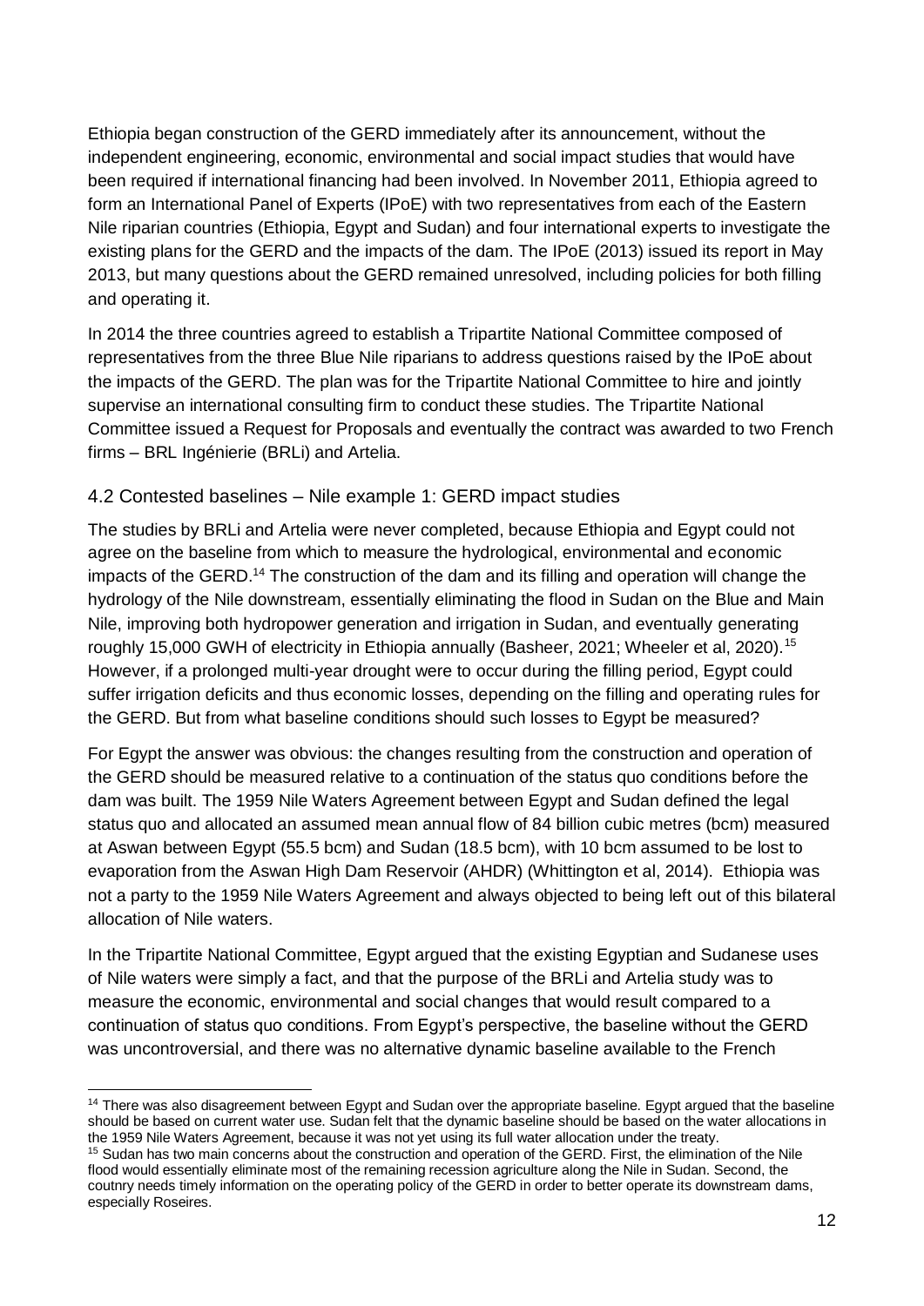Ethiopia began construction of the GERD immediately after its announcement, without the independent engineering, economic, environmental and social impact studies that would have been required if international financing had been involved. In November 2011, Ethiopia agreed to form an International Panel of Experts (IPoE) with two representatives from each of the Eastern Nile riparian countries (Ethiopia, Egypt and Sudan) and four international experts to investigate the existing plans for the GERD and the impacts of the dam. The IPoE (2013) issued its report in May 2013, but many questions about the GERD remained unresolved, including policies for both filling and operating it.

In 2014 the three countries agreed to establish a Tripartite National Committee composed of representatives from the three Blue Nile riparians to address questions raised by the IPoE about the impacts of the GERD. The plan was for the Tripartite National Committee to hire and jointly supervise an international consulting firm to conduct these studies. The Tripartite National Committee issued a Request for Proposals and eventually the contract was awarded to two French firms – BRL Ingénierie (BRLi) and Artelia.

### 4.2 Contested baselines – Nile example 1: GERD impact studies

The studies by BRLi and Artelia were never completed, because Ethiopia and Egypt could not agree on the baseline from which to measure the hydrological, environmental and economic impacts of the GERD.[14] The construction of the dam and its filling and operation will change the hydrology of the Nile downstream, essentially eliminating the flood in Sudan on the Blue and Main Nile, improving both hydropower generation and irrigation in Sudan, and eventually generating roughly 15,000 GWH of electricity in Ethiopia annually (Basheer, 2021; Wheeler et al, 2020).[15] However, if a prolonged multi-year drought were to occur during the filling period, Egypt could suffer irrigation deficits and thus economic losses, depending on the filling and operating rules for the GERD. But from what baseline conditions should such losses to Egypt be measured?

For Egypt the answer was obvious: the changes resulting from the construction and operation of the GERD should be measured relative to a continuation of the status quo conditions before the dam was built. The 1959 Nile Waters Agreement between Egypt and Sudan defined the legal status quo and allocated an assumed mean annual flow of 84 billion cubic metres (bcm) measured at Aswan between Egypt (55.5 bcm) and Sudan (18.5 bcm), with 10 bcm assumed to be lost to evaporation from the Aswan High Dam Reservoir (AHDR) (Whittington et al, 2014). Ethiopia was not a party to the 1959 Nile Waters Agreement and always objected to being left out of this bilateral allocation of Nile waters.

In the Tripartite National Committee, Egypt argued that the existing Egyptian and Sudanese uses of Nile waters were simply a fact, and that the purpose of the BRLi and Artelia study was to measure the economic, environmental and social changes that would result compared to a continuation of status quo conditions. From Egypt's perspective, the baseline without the GERD was uncontroversial, and there was no alternative dynamic baseline available to the French

[14] There was also disagreement between Egypt and Sudan over the appropriate baseline. Egypt argued that the baseline should be based on current water use. Sudan felt that the dynamic baseline should be based on the water allocations in the 1959 Nile Waters Agreement, because it was not yet using its full water allocation under the treaty.

[15] Sudan has two main concerns about the construction and operation of the GERD. First, the elimination of the Nile flood would essentially eliminate most of the remaining recession agriculture along the Nile in Sudan. Second, the coutnry needs timely information on the operating policy of the GERD in order to better operate its downstream dams, especially Roseires.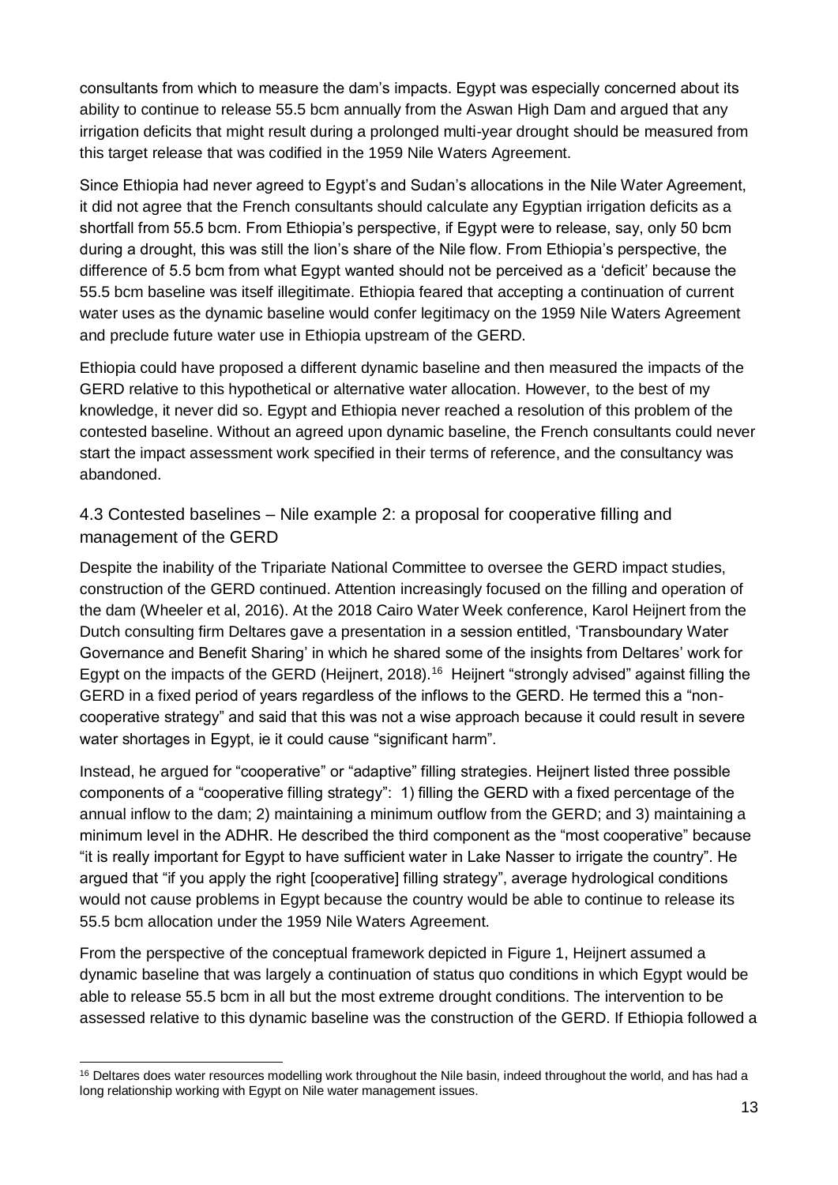consultants from which to measure the dam's impacts. Egypt was especially concerned about its ability to continue to release 55.5 bcm annually from the Aswan High Dam and argued that any irrigation deficits that might result during a prolonged multi-year drought should be measured from this target release that was codified in the 1959 Nile Waters Agreement.

Since Ethiopia had never agreed to Egypt's and Sudan's allocations in the Nile Water Agreement, it did not agree that the French consultants should calculate any Egyptian irrigation deficits as a shortfall from 55.5 bcm. From Ethiopia's perspective, if Egypt were to release, say, only 50 bcm during a drought, this was still the lion's share of the Nile flow. From Ethiopia's perspective, the difference of 5.5 bcm from what Egypt wanted should not be perceived as a 'deficit' because the 55.5 bcm baseline was itself illegitimate. Ethiopia feared that accepting a continuation of current water uses as the dynamic baseline would confer legitimacy on the 1959 Nile Waters Agreement and preclude future water use in Ethiopia upstream of the GERD.

Ethiopia could have proposed a different dynamic baseline and then measured the impacts of the GERD relative to this hypothetical or alternative water allocation. However, to the best of my knowledge, it never did so. Egypt and Ethiopia never reached a resolution of this problem of the contested baseline. Without an agreed upon dynamic baseline, the French consultants could never start the impact assessment work specified in their terms of reference, and the consultancy was abandoned.

## 4.3 Contested baselines – Nile example 2: a proposal for cooperative filling and management of the GERD

Despite the inability of the Tripariate National Committee to oversee the GERD impact studies, construction of the GERD continued. Attention increasingly focused on the filling and operation of the dam (Wheeler et al, 2016). At the 2018 Cairo Water Week conference, Karol Heijnert from the Dutch consulting firm Deltares gave a presentation in a session entitled, 'Transboundary Water Governance and Benefit Sharing' in which he shared some of the insights from Deltares' work for Egypt on the impacts of the GERD (Heijnert, 2018).[16] Heijnert "strongly advised" against filling the GERD in a fixed period of years regardless of the inflows to the GERD. He termed this a "non-cooperative strategy" and said that this was not a wise approach because it could result in severe water shortages in Egypt, ie it could cause "significant harm".

Instead, he argued for "cooperative" or "adaptive" filling strategies. Heijnert listed three possible components of a "cooperative filling strategy": 1) filling the GERD with a fixed percentage of the annual inflow to the dam; 2) maintaining a minimum outflow from the GERD; and 3) maintaining a minimum level in the ADHR. He described the third component as the "most cooperative" because "it is really important for Egypt to have sufficient water in Lake Nasser to irrigate the country". He argued that "if you apply the right [cooperative] filling strategy", average hydrological conditions would not cause problems in Egypt because the country would be able to continue to release its 55.5 bcm allocation under the 1959 Nile Waters Agreement.

From the perspective of the conceptual framework depicted in Figure 1, Heijnert assumed a dynamic baseline that was largely a continuation of status quo conditions in which Egypt would be able to release 55.5 bcm in all but the most extreme drought conditions. The intervention to be assessed relative to this dynamic baseline was the construction of the GERD. If Ethiopia followed a

[16] Deltares does water resources modelling work throughout the Nile basin, indeed throughout the world, and has had a long relationship working with Egypt on Nile water management issues.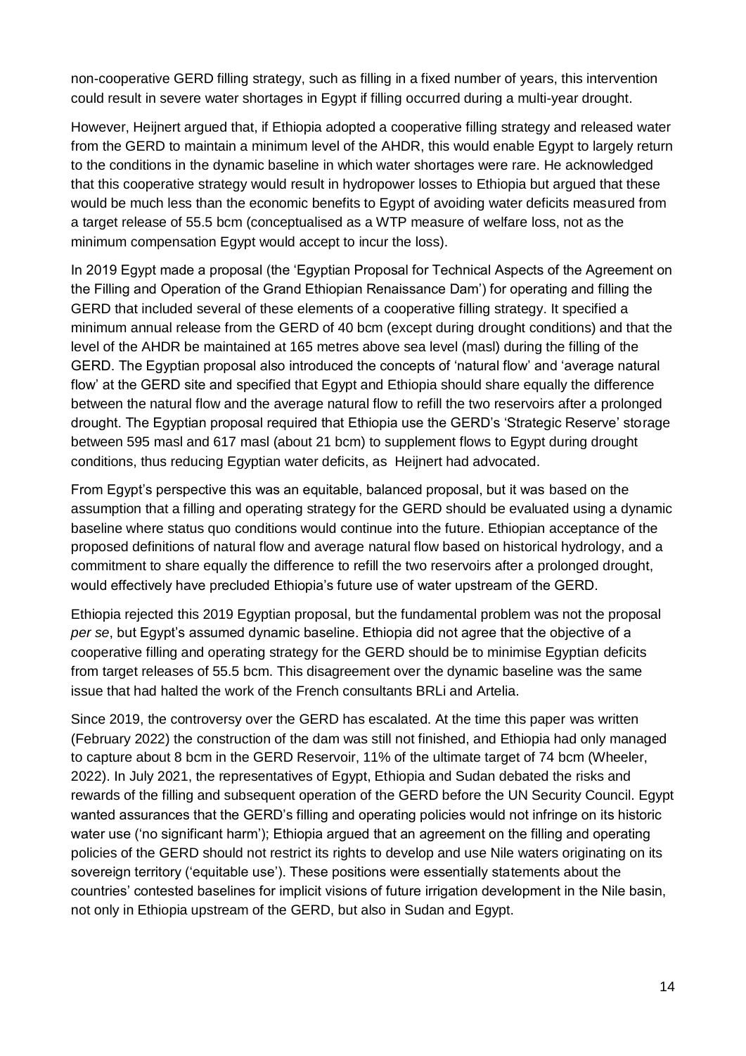non-cooperative GERD filling strategy, such as filling in a fixed number of years, this intervention could result in severe water shortages in Egypt if filling occurred during a multi-year drought.

However, Heijnert argued that, if Ethiopia adopted a cooperative filling strategy and released water from the GERD to maintain a minimum level of the AHDR, this would enable Egypt to largely return to the conditions in the dynamic baseline in which water shortages were rare. He acknowledged that this cooperative strategy would result in hydropower losses to Ethiopia but argued that these would be much less than the economic benefits to Egypt of avoiding water deficits measured from a target release of 55.5 bcm (conceptualised as a WTP measure of welfare loss, not as the minimum compensation Egypt would accept to incur the loss).

In 2019 Egypt made a proposal (the 'Egyptian Proposal for Technical Aspects of the Agreement on the Filling and Operation of the Grand Ethiopian Renaissance Dam') for operating and filling the GERD that included several of these elements of a cooperative filling strategy. It specified a minimum annual release from the GERD of 40 bcm (except during drought conditions) and that the level of the AHDR be maintained at 165 metres above sea level (masl) during the filling of the GERD. The Egyptian proposal also introduced the concepts of 'natural flow' and 'average natural flow' at the GERD site and specified that Egypt and Ethiopia should share equally the difference between the natural flow and the average natural flow to refill the two reservoirs after a prolonged drought. The Egyptian proposal required that Ethiopia use the GERD's 'Strategic Reserve' storage between 595 masl and 617 masl (about 21 bcm) to supplement flows to Egypt during drought conditions, thus reducing Egyptian water deficits, as Heijnert had advocated.

From Egypt's perspective this was an equitable, balanced proposal, but it was based on the assumption that a filling and operating strategy for the GERD should be evaluated using a dynamic baseline where status quo conditions would continue into the future. Ethiopian acceptance of the proposed definitions of natural flow and average natural flow based on historical hydrology, and a commitment to share equally the difference to refill the two reservoirs after a prolonged drought, would effectively have precluded Ethiopia's future use of water upstream of the GERD.

Ethiopia rejected this 2019 Egyptian proposal, but the fundamental problem was not the proposal *per se*, but Egypt's assumed dynamic baseline. Ethiopia did not agree that the objective of a cooperative filling and operating strategy for the GERD should be to minimise Egyptian deficits from target releases of 55.5 bcm. This disagreement over the dynamic baseline was the same issue that had halted the work of the French consultants BRLi and Artelia.

Since 2019, the controversy over the GERD has escalated. At the time this paper was written (February 2022) the construction of the dam was still not finished, and Ethiopia had only managed to capture about 8 bcm in the GERD Reservoir, 11% of the ultimate target of 74 bcm (Wheeler, 2022). In July 2021, the representatives of Egypt, Ethiopia and Sudan debated the risks and rewards of the filling and subsequent operation of the GERD before the UN Security Council. Egypt wanted assurances that the GERD's filling and operating policies would not infringe on its historic water use ('no significant harm'); Ethiopia argued that an agreement on the filling and operating policies of the GERD should not restrict its rights to develop and use Nile waters originating on its sovereign territory ('equitable use'). These positions were essentially statements about the countries' contested baselines for implicit visions of future irrigation development in the Nile basin, not only in Ethiopia upstream of the GERD, but also in Sudan and Egypt.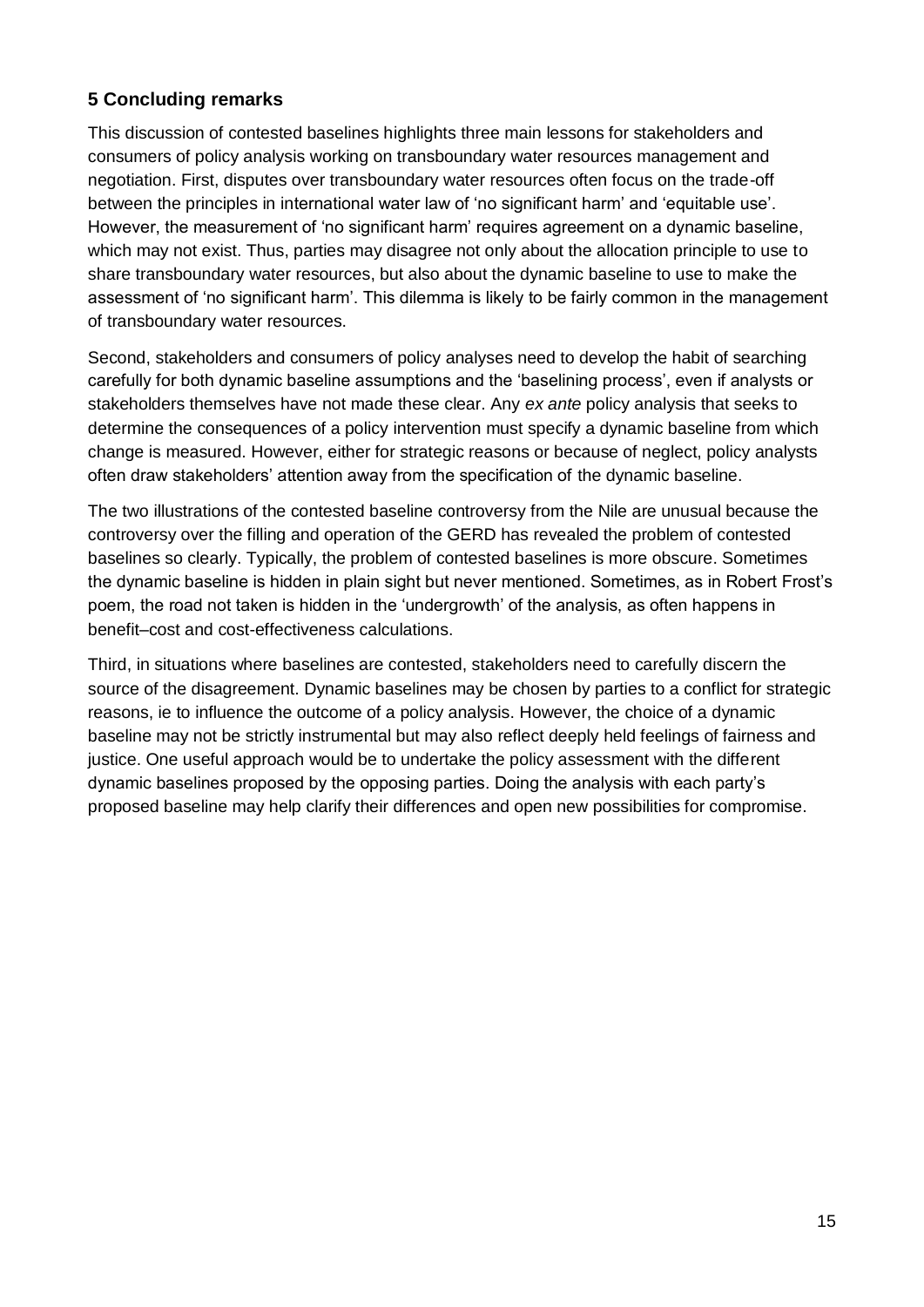## 5 Concluding remarks

This discussion of contested baselines highlights three main lessons for stakeholders and consumers of policy analysis working on transboundary water resources management and negotiation. First, disputes over transboundary water resources often focus on the trade-off between the principles in international water law of 'no significant harm' and 'equitable use'. However, the measurement of 'no significant harm' requires agreement on a dynamic baseline, which may not exist. Thus, parties may disagree not only about the allocation principle to use to share transboundary water resources, but also about the dynamic baseline to use to make the assessment of 'no significant harm'. This dilemma is likely to be fairly common in the management of transboundary water resources.

Second, stakeholders and consumers of policy analyses need to develop the habit of searching carefully for both dynamic baseline assumptions and the 'baselining process', even if analysts or stakeholders themselves have not made these clear. Any *ex ante* policy analysis that seeks to determine the consequences of a policy intervention must specify a dynamic baseline from which change is measured. However, either for strategic reasons or because of neglect, policy analysts often draw stakeholders' attention away from the specification of the dynamic baseline.

The two illustrations of the contested baseline controversy from the Nile are unusual because the controversy over the filling and operation of the GERD has revealed the problem of contested baselines so clearly. Typically, the problem of contested baselines is more obscure. Sometimes the dynamic baseline is hidden in plain sight but never mentioned. Sometimes, as in Robert Frost's poem, the road not taken is hidden in the 'undergrowth' of the analysis, as often happens in benefit–cost and cost-effectiveness calculations.

Third, in situations where baselines are contested, stakeholders need to carefully discern the source of the disagreement. Dynamic baselines may be chosen by parties to a conflict for strategic reasons, ie to influence the outcome of a policy analysis. However, the choice of a dynamic baseline may not be strictly instrumental but may also reflect deeply held feelings of fairness and justice. One useful approach would be to undertake the policy assessment with the different dynamic baselines proposed by the opposing parties. Doing the analysis with each party's proposed baseline may help clarify their differences and open new possibilities for compromise.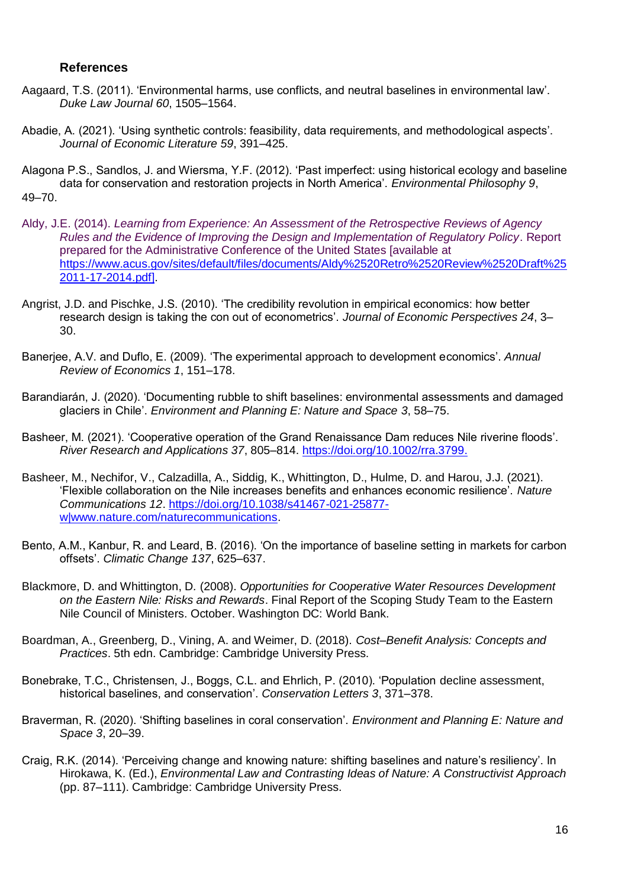### References

Aagaard, T.S. (2011). 'Environmental harms, use conflicts, and neutral baselines in environmental law'. *Duke Law Journal 60*, 1505–1564.

Abadie, A. (2021). 'Using synthetic controls: feasibility, data requirements, and methodological aspects'. *Journal of Economic Literature 59*, 391–425.

Alagona P.S., Sandlos, J. and Wiersma, Y.F. (2012). 'Past imperfect: using historical ecology and baseline data for conservation and restoration projects in North America'. *Environmental Philosophy 9*, 49–70.

Aldy, J.E. (2014). *Learning from Experience: An Assessment of the Retrospective Reviews of Agency Rules and the Evidence of Improving the Design and Implementation of Regulatory Policy*. Report prepared for the Administrative Conference of the United States [available at https://www.acus.gov/sites/default/files/documents/Aldy%2520Retro%2520Review%2520Draft%252011-17-2014.pdf].

Angrist, J.D. and Pischke, J.S. (2010). 'The credibility revolution in empirical economics: how better research design is taking the con out of econometrics'. *Journal of Economic Perspectives 24*, 3–30.

Banerjee, A.V. and Duflo, E. (2009). 'The experimental approach to development economics'. *Annual Review of Economics 1*, 151–178.

Barandiarán, J. (2020). 'Documenting rubble to shift baselines: environmental assessments and damaged glaciers in Chile'. *Environment and Planning E: Nature and Space 3*, 58–75.

Basheer, M. (2021). 'Cooperative operation of the Grand Renaissance Dam reduces Nile riverine floods'. *River Research and Applications 37*, 805–814. https://doi.org/10.1002/rra.3799.

Basheer, M., Nechifor, V., Calzadilla, A., Siddig, K., Whittington, D., Hulme, D. and Harou, J.J. (2021). 'Flexible collaboration on the Nile increases benefits and enhances economic resilience'. *Nature Communications 12*. https://doi.org/10.1038/s41467-021-25877-w|www.nature.com/naturecommunications.

Bento, A.M., Kanbur, R. and Leard, B. (2016). 'On the importance of baseline setting in markets for carbon offsets'. *Climatic Change 137*, 625–637.

Blackmore, D. and Whittington, D. (2008). *Opportunities for Cooperative Water Resources Development on the Eastern Nile: Risks and Rewards*. Final Report of the Scoping Study Team to the Eastern Nile Council of Ministers. October. Washington DC: World Bank.

Boardman, A., Greenberg, D., Vining, A. and Weimer, D. (2018). *Cost–Benefit Analysis: Concepts and Practices*. 5th edn. Cambridge: Cambridge University Press.

Bonebrake, T.C., Christensen, J., Boggs, C.L. and Ehrlich, P. (2010). 'Population decline assessment, historical baselines, and conservation'. *Conservation Letters 3*, 371–378.

Braverman, R. (2020). 'Shifting baselines in coral conservation'. *Environment and Planning E: Nature and Space 3*, 20–39.

Craig, R.K. (2014). 'Perceiving change and knowing nature: shifting baselines and nature's resiliency'. In Hirokawa, K. (Ed.), *Environmental Law and Contrasting Ideas of Nature: A Constructivist Approach* (pp. 87–111). Cambridge: Cambridge University Press.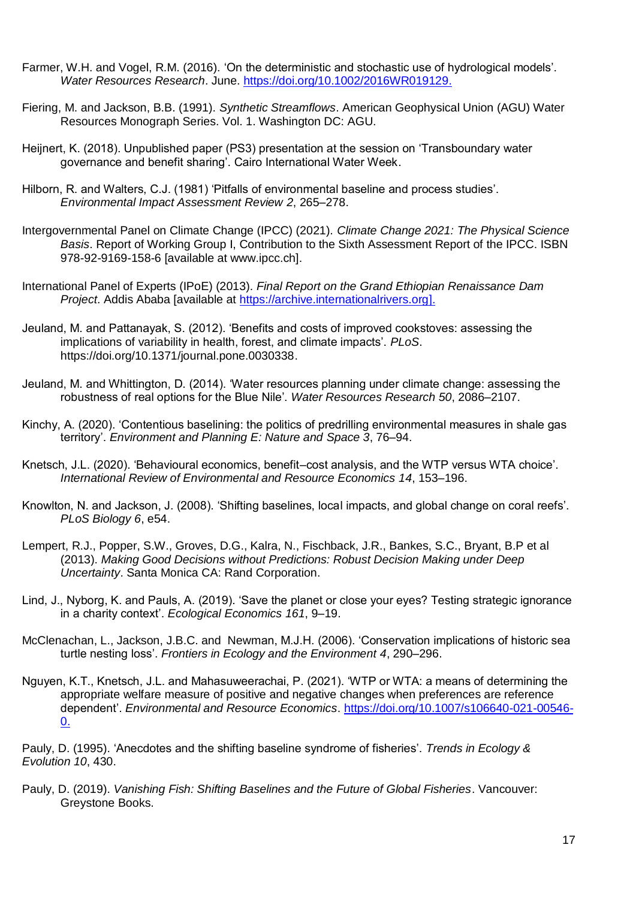Farmer, W.H. and Vogel, R.M. (2016). 'On the deterministic and stochastic use of hydrological models'. *Water Resources Research*. June. https://doi.org/10.1002/2016WR019129.

Fiering, M. and Jackson, B.B. (1991). *Synthetic Streamflows*. American Geophysical Union (AGU) Water Resources Monograph Series. Vol. 1. Washington DC: AGU.

Heijnert, K. (2018). Unpublished paper (PS3) presentation at the session on 'Transboundary water governance and benefit sharing'. Cairo International Water Week.

Hilborn, R. and Walters, C.J. (1981) 'Pitfalls of environmental baseline and process studies'. *Environmental Impact Assessment Review 2*, 265–278.

Intergovernmental Panel on Climate Change (IPCC) (2021). *Climate Change 2021: The Physical Science Basis*. Report of Working Group I, Contribution to the Sixth Assessment Report of the IPCC. ISBN 978-92-9169-158-6 [available at www.ipcc.ch].

International Panel of Experts (IPoE) (2013). *Final Report on the Grand Ethiopian Renaissance Dam Project*. Addis Ababa [available at https://archive.internationalrivers.org].

Jeuland, M. and Pattanayak, S. (2012). 'Benefits and costs of improved cookstoves: assessing the implications of variability in health, forest, and climate impacts'. *PLoS*. https://doi.org/10.1371/journal.pone.0030338.

Jeuland, M. and Whittington, D. (2014). 'Water resources planning under climate change: assessing the robustness of real options for the Blue Nile'. *Water Resources Research 50*, 2086–2107.

Kinchy, A. (2020). 'Contentious baselining: the politics of predrilling environmental measures in shale gas territory'. *Environment and Planning E: Nature and Space 3*, 76–94.

Knetsch, J.L. (2020). 'Behavioural economics, benefit–cost analysis, and the WTP versus WTA choice'. *International Review of Environmental and Resource Economics 14*, 153–196.

Knowlton, N. and Jackson, J. (2008). 'Shifting baselines, local impacts, and global change on coral reefs'. *PLoS Biology 6*, e54.

Lempert, R.J., Popper, S.W., Groves, D.G., Kalra, N., Fischback, J.R., Bankes, S.C., Bryant, B.P et al (2013). *Making Good Decisions without Predictions: Robust Decision Making under Deep Uncertainty*. Santa Monica CA: Rand Corporation.

Lind, J., Nyborg, K. and Pauls, A. (2019). 'Save the planet or close your eyes? Testing strategic ignorance in a charity context'. *Ecological Economics 161*, 9–19.

McClenachan, L., Jackson, J.B.C. and Newman, M.J.H. (2006). 'Conservation implications of historic sea turtle nesting loss'. *Frontiers in Ecology and the Environment 4*, 290–296.

Nguyen, K.T., Knetsch, J.L. and Mahasuweerachai, P. (2021). 'WTP or WTA: a means of determining the appropriate welfare measure of positive and negative changes when preferences are reference dependent'. *Environmental and Resource Economics*. https://doi.org/10.1007/s106640-021-00546-0.

Pauly, D. (1995). 'Anecdotes and the shifting baseline syndrome of fisheries'. *Trends in Ecology & Evolution 10*, 430.

Pauly, D. (2019). *Vanishing Fish: Shifting Baselines and the Future of Global Fisheries*. Vancouver: Greystone Books.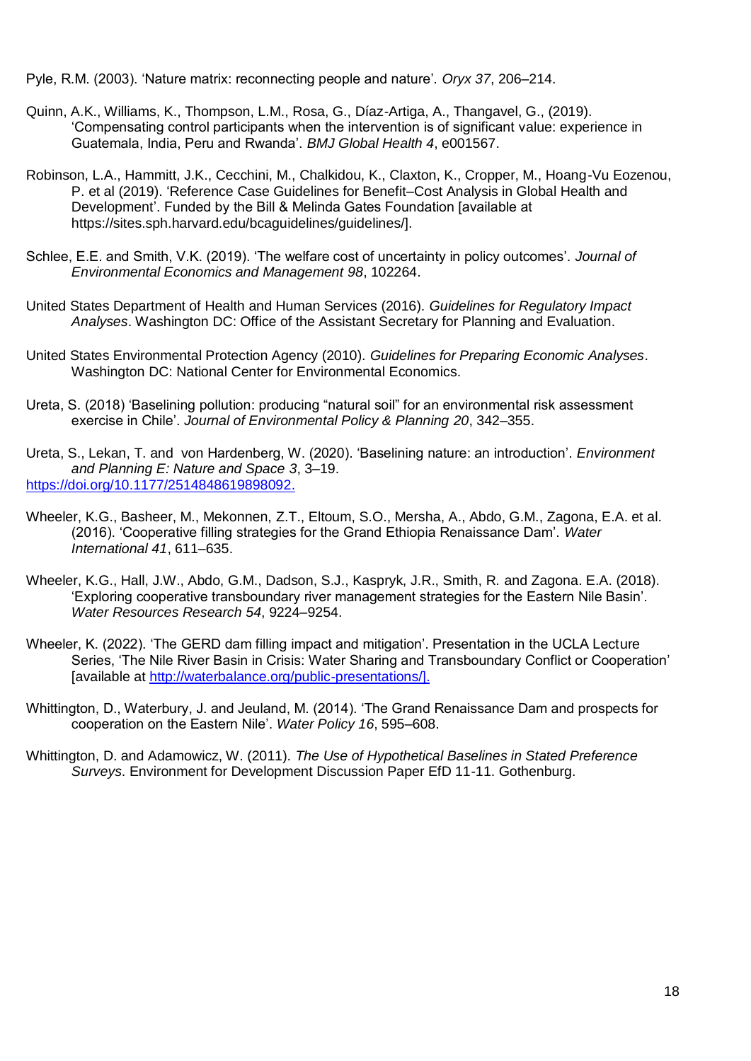Pyle, R.M. (2003). 'Nature matrix: reconnecting people and nature'. *Oryx 37*, 206–214.

Quinn, A.K., Williams, K., Thompson, L.M., Rosa, G., Díaz-Artiga, A., Thangavel, G., (2019). 'Compensating control participants when the intervention is of significant value: experience in Guatemala, India, Peru and Rwanda'. *BMJ Global Health 4*, e001567.

Robinson, L.A., Hammitt, J.K., Cecchini, M., Chalkidou, K., Claxton, K., Cropper, M., Hoang-Vu Eozenou, P. et al (2019). 'Reference Case Guidelines for Benefit–Cost Analysis in Global Health and Development'. Funded by the Bill & Melinda Gates Foundation [available at https://sites.sph.harvard.edu/bcaguidelines/guidelines/].

Schlee, E.E. and Smith, V.K. (2019). 'The welfare cost of uncertainty in policy outcomes'. *Journal of Environmental Economics and Management 98*, 102264.

United States Department of Health and Human Services (2016). *Guidelines for Regulatory Impact Analyses*. Washington DC: Office of the Assistant Secretary for Planning and Evaluation.

United States Environmental Protection Agency (2010). *Guidelines for Preparing Economic Analyses*. Washington DC: National Center for Environmental Economics.

Ureta, S. (2018) 'Baselining pollution: producing "natural soil" for an environmental risk assessment exercise in Chile'. *Journal of Environmental Policy & Planning 20*, 342–355.

Ureta, S., Lekan, T. and von Hardenberg, W. (2020). 'Baselining nature: an introduction'. *Environment and Planning E: Nature and Space 3*, 3–19. https://doi.org/10.1177/2514848619898092.

Wheeler, K.G., Basheer, M., Mekonnen, Z.T., Eltoum, S.O., Mersha, A., Abdo, G.M., Zagona, E.A. et al. (2016). 'Cooperative filling strategies for the Grand Ethiopia Renaissance Dam'. *Water International 41*, 611–635.

Wheeler, K.G., Hall, J.W., Abdo, G.M., Dadson, S.J., Kasprγk, J.R., Smith, R. and Zagona. E.A. (2018). 'Exploring cooperative transboundary river management strategies for the Eastern Nile Basin'. *Water Resources Research 54*, 9224–9254.

Wheeler, K. (2022). 'The GERD dam filling impact and mitigation'. Presentation in the UCLA Lecture Series, 'The Nile River Basin in Crisis: Water Sharing and Transboundary Conflict or Cooperation' [available at http://waterbalance.org/public-presentations/].

Whittington, D., Waterbury, J. and Jeuland, M. (2014). 'The Grand Renaissance Dam and prospects for cooperation on the Eastern Nile'. *Water Policy 16*, 595–608.

Whittington, D. and Adamowicz, W. (2011). *The Use of Hypothetical Baselines in Stated Preference Surveys*. Environment for Development Discussion Paper EfD 11-11. Gothenburg.